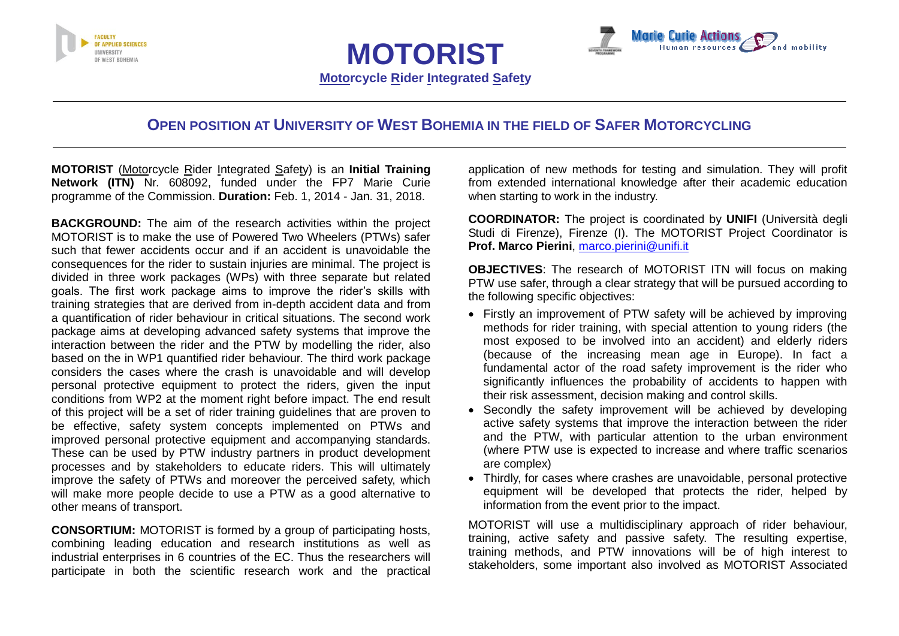# MOTORIST

**Motorcycle Rider Integrated Safety**

## OPEN POSITION AT UNIVERSITY OF WEST BOHEMIA IN THE FIELD OF SAFER MOTORCYCLING

**MOTORIST** (Motorcycle Rider Integrated Safety) is an **Initial Training Network (ITN)** Nr. 608092, funded under the FP7 Marie Curie programme of the Commission. **Duration:** Feb. 1, 2014 - Jan. 31, 2018.

**BACKGROUND:** The aim of the research activities within the project MOTORIST is to make the use of Powered Two Wheelers (PTWs) safer such that fewer accidents occur and if an accident is unavoidable the consequences for the rider to sustain injuries are minimal. The project is divided in three work packages (WPs) with three separate but related goals. The first work package aims to improve the rider's skills with training strategies that are derived from in-depth accident data and from a quantification of rider behaviour in critical situations. The second work package aims at developing advanced safety systems that improve the interaction between the rider and the PTW by modelling the rider, also based on the in WP1 quantified rider behaviour. The third work package considers the cases where the crash is unavoidable and will develop personal protective equipment to protect the riders, given the input conditions from WP2 at the moment right before impact. The end result of this project will be a set of rider training guidelines that are proven to be effective, safety system concepts implemented on PTWs and improved personal protective equipment and accompanying standards. These can be used by PTW industry partners in product development processes and by stakeholders to educate riders. This will ultimately improve the safety of PTWs and moreover the perceived safety, which will make more people decide to use a PTW as a good alternative to other means of transport.

**CONSORTIUM:** MOTORIST is formed by a group of participating hosts, combining leading education and research institutions as well as industrial enterprises in 6 countries of the EC. Thus the researchers will participate in both the scientific research work and the practical application of new methods for testing and simulation. They will profit from extended international knowledge after their academic education when starting to work in the industry.

**COORDINATOR:** The project is coordinated by **UNIFI** (Università degli Studi di Firenze), Firenze (I). The MOTORIST Project Coordinator is **Prof. Marco Pierini**, marco.pierini@unifi.it

**OBJECTIVES**: The research of MOTORIST ITN will focus on making PTW use safer, through a clear strategy that will be pursued according to the following specific objectives:

- Firstly an improvement of PTW safety will be achieved by improving methods for rider training, with special attention to young riders (the most exposed to be involved into an accident) and elderly riders (because of the increasing mean age in Europe). In fact a fundamental actor of the road safety improvement is the rider who significantly influences the probability of accidents to happen with their risk assessment, decision making and control skills.
- Secondly the safety improvement will be achieved by developing active safety systems that improve the interaction between the rider and the PTW, with particular attention to the urban environment (where PTW use is expected to increase and where traffic scenarios are complex)
- Thirdly, for cases where crashes are unavoidable, personal protective equipment will be developed that protects the rider, helped by information from the event prior to the impact.

MOTORIST will use a multidisciplinary approach of rider behaviour, training, active safety and passive safety. The resulting expertise, training methods, and PTW innovations will be of high interest to stakeholders, some important also involved as MOTORIST Associated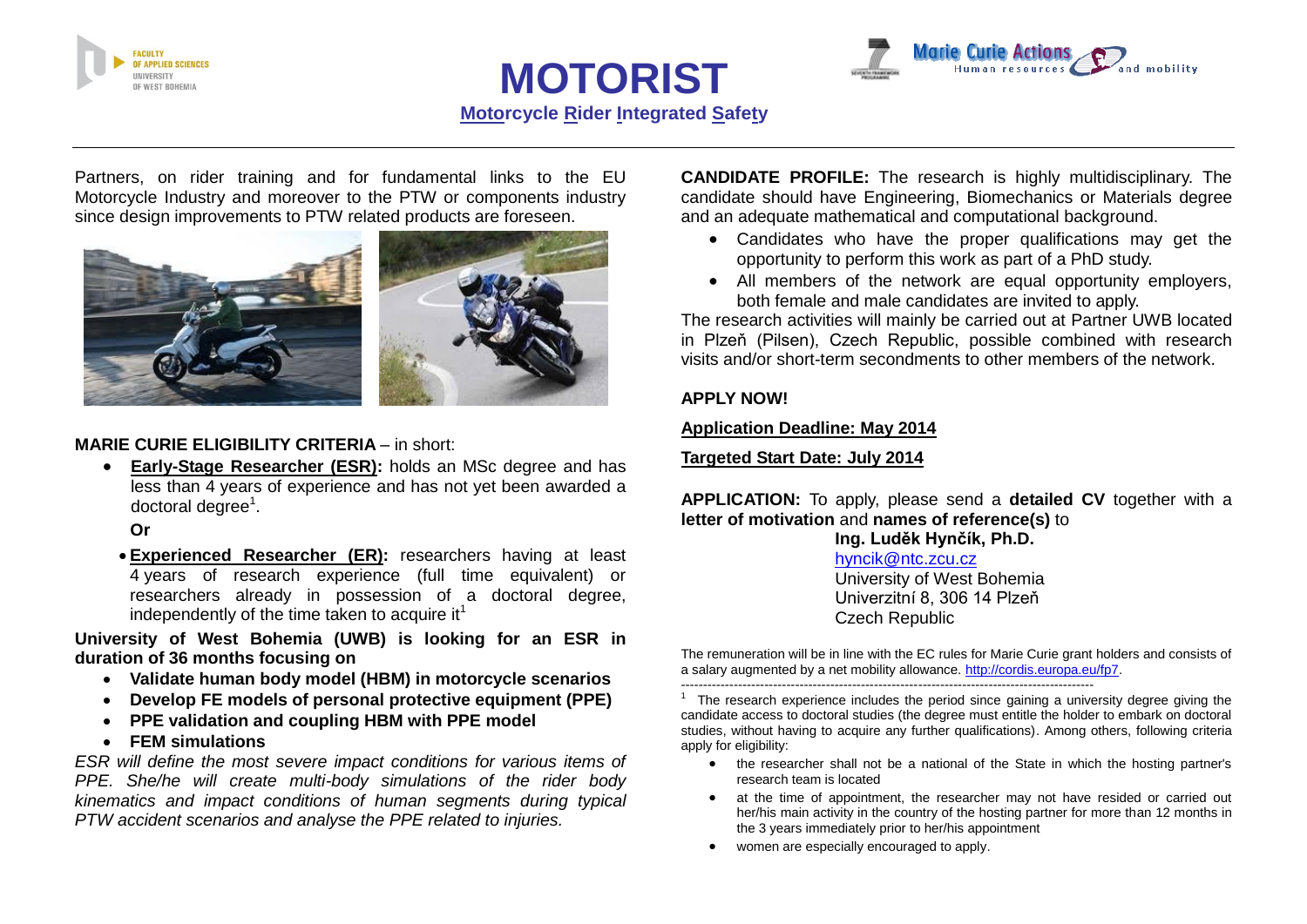# MOTORIST

**Motorcycle Rider Integrated Safety**

Partners, on rider training and for fundamental links to the EU Motorcycle Industry and moreover to the PTW or components industry since design improvements to PTW related products are foreseen.

**MARIE CURIE ELIGIBILITY CRITERIA** – in short:

- **Early-Stage Researcher (ESR):** holds an MSc degree and has less than 4 years of experience and has not yet been awarded a doctoral degree[1].

**Or**

- **Experienced Researcher (ER):** researchers having at least 4 years of research experience (full time equivalent) or researchers already in possession of a doctoral degree, independently of the time taken to acquire it[1]

**University of West Bohemia (UWB) is looking for an ESR in duration of 36 months focusing on**

- **Validate human body model (HBM) in motorcycle scenarios**
- **Develop FE models of personal protective equipment (PPE)**
- **PPE validation and coupling HBM with PPE model**
- **FEM simulations**

*ESR will define the most severe impact conditions for various items of PPE. She/he will create multi-body simulations of the rider body kinematics and impact conditions of human segments during typical PTW accident scenarios and analyse the PPE related to injuries.*

**CANDIDATE PROFILE:** The research is highly multidisciplinary. The candidate should have Engineering, Biomechanics or Materials degree and an adequate mathematical and computational background.

- Candidates who have the proper qualifications may get the opportunity to perform this work as part of a PhD study.
- All members of the network are equal opportunity employers, both female and male candidates are invited to apply.

The research activities will mainly be carried out at Partner UWB located in Plzeň (Pilsen), Czech Republic, possible combined with research visits and/or short-term secondments to other members of the network.

**APPLY NOW!**

**Application Deadline: May 2014**

**Targeted Start Date: July 2014**

**APPLICATION:** To apply, please send a **detailed CV** together with a **letter of motivation** and **names of reference(s)** to

**Ing. Luděk Hynčík, Ph.D.**
hyncik@ntc.zcu.cz
University of West Bohemia
Univerzitní 8, 306 14 Plzeň
Czech Republic

The remuneration will be in line with the EC rules for Marie Curie grant holders and consists of a salary augmented by a net mobility allowance. http://cordis.europa.eu/fp7.

---

[1] The research experience includes the period since gaining a university degree giving the candidate access to doctoral studies (the degree must entitle the holder to embark on doctoral studies, without having to acquire any further qualifications). Among others, following criteria apply for eligibility:

- the researcher shall not be a national of the State in which the hosting partner's research team is located
- at the time of appointment, the researcher may not have resided or carried out her/his main activity in the country of the hosting partner for more than 12 months in the 3 years immediately prior to her/his appointment
- women are especially encouraged to apply.